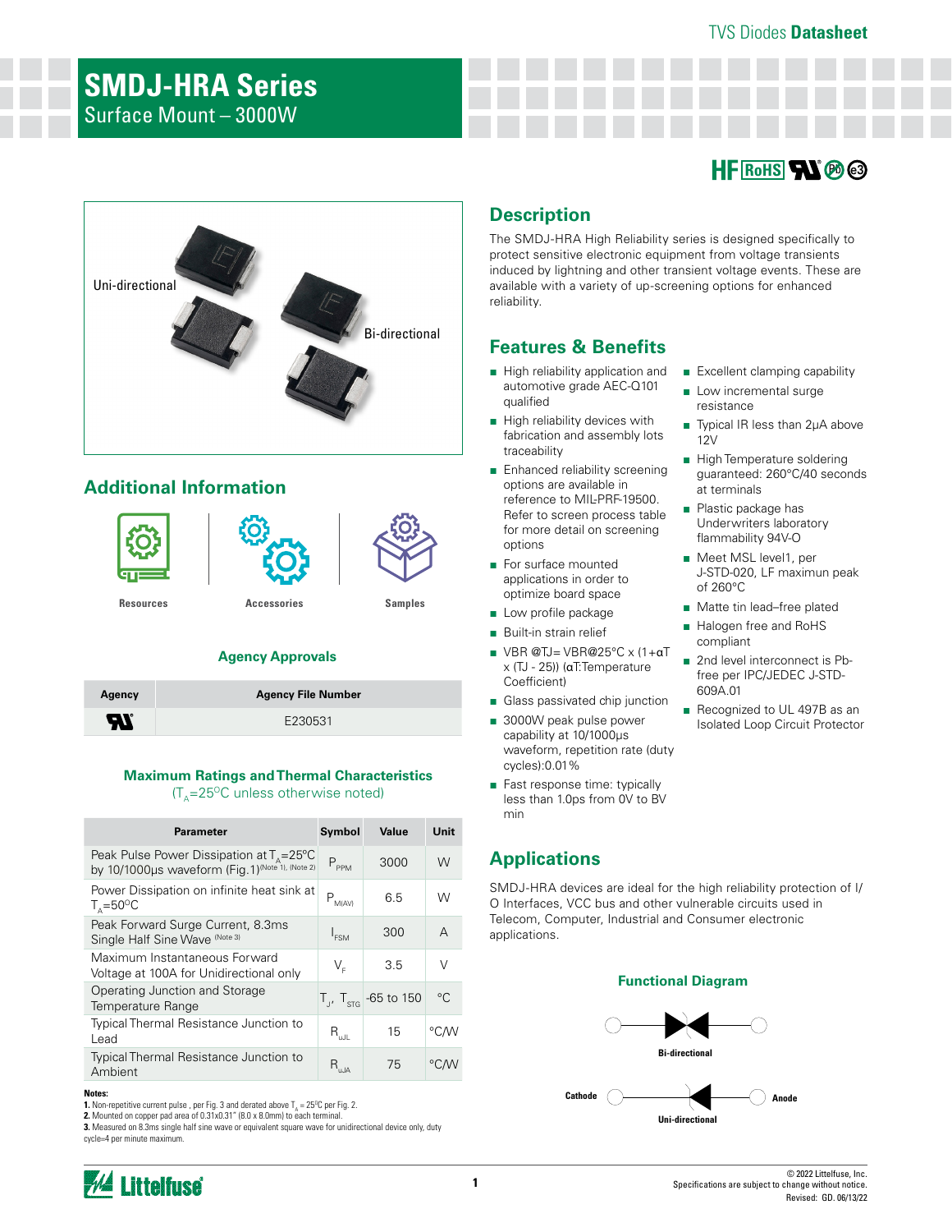TVS Diodes **Datasheet**

# SMDJ-HRA Series

Surface Mount – 3000W

Uni-directional

Bi-directional

## Description

The SMDJ-HRA High Reliability series is designed specifically to protect sensitive electronic equipment from voltage transients induced by lightning and other transient voltage events. These are available with a variety of up-screening options for enhanced reliability.

## Features & Benefits

- High reliability application and automotive grade AEC-Q101 qualified
- High reliability devices with fabrication and assembly lots traceability
- Enhanced reliability screening options are available in reference to MIL-PRF-19500. Refer to screen process table for more detail on screening options
- For surface mounted applications in order to optimize board space
- Low profile package
- Built-in strain relief
- VBR @TJ= VBR@25°C x (1+αT x (TJ - 25)) (αT:Temperature Coefficient)
- Glass passivated chip junction
- 3000W peak pulse power capability at 10/1000μs waveform, repetition rate (duty cycles):0.01%
- Fast response time: typically less than 1.0ps from 0V to BV min
- Excellent clamping capability
- Low incremental surge resistance
- Typical IR less than 2μA above 12V
- High Temperature soldering guaranteed: 260°C/40 seconds at terminals
- Plastic package has Underwriters laboratory flammability 94V-O
- Meet MSL level1, per J-STD-020, LF maximun peak of 260°C
- Matte tin lead–free plated
- Halogen free and RoHS compliant
- 2nd level interconnect is Pb-free per IPC/JEDEC J-STD-609A.01
- Recognized to UL 497B as an Isolated Loop Circuit Protector

## Additional Information

Resources | Accessories | Samples

### Agency Approvals

| Agency | Agency File Number |
|---|---|
| UL | E230531 |

### Maximum Ratings and Thermal Characteristics

($T_A$=25$^{O}$C unless otherwise noted)

| Parameter | Symbol | Value | Unit |
|---|---|---|---|
| Peak Pulse Power Dissipation at $T_A$=25°C by 10/1000μs waveform (Fig.1) (Note 1), (Note 2) | $P_{PPM}$ | 3000 | W |
| Power Dissipation on infinite heat sink at $T_A$=50$^{O}$C | $P_{M(AV)}$ | 6.5 | W |
| Peak Forward Surge Current, 8.3ms Single Half Sine Wave (Note 3) | $I_{FSM}$ | 300 | A |
| Maximum Instantaneous Forward Voltage at 100A for Unidirectional only | $V_F$ | 3.5 | V |
| Operating Junction and Storage Temperature Range | $T_J$, $T_{STG}$ | -65 to 150 | °C |
| Typical Thermal Resistance Junction to Lead | $R_{uJL}$ | 15 | °C/W |
| Typical Thermal Resistance Junction to Ambient | $R_{uJA}$ | 75 | °C/W |

**Notes:**

**1.** Non-repetitive current pulse , per Fig. 3 and derated above $T_A$ = 25$^{O}$C per Fig. 2.
**2.** Mounted on copper pad area of 0.31x0.31" (8.0 x 8.0mm) to each terminal.
**3.** Measured on 8.3ms single half sine wave or equivalent square wave for unidirectional device only, duty cycle=4 per minute maximum.

## Applications

SMDJ-HRA devices are ideal for the high reliability protection of I/O Interfaces, VCC bus and other vulnerable circuits used in Telecom, Computer, Industrial and Consumer electronic applications.

### Functional Diagram

Bi-directional

Cathode — Anode

Uni-directional

© 2022 Littelfuse, Inc.
Specifications are subject to change without notice.
Revised: GD. 06/13/22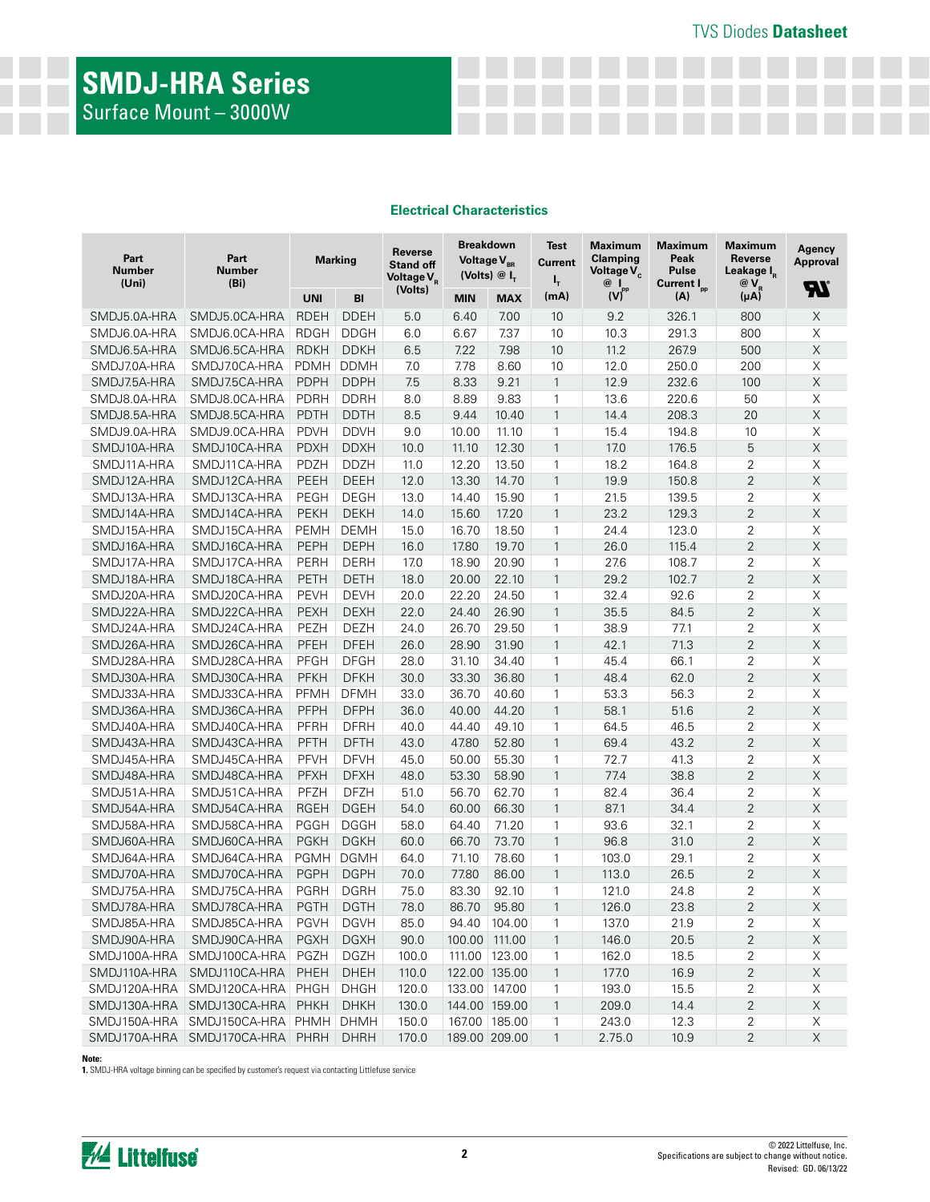# SMDJ-HRA Series

Surface Mount – 3000W

### Electrical Characteristics

| Part Number (Uni) | Part Number (Bi) | Marking | | Reverse Stand off Voltage $V_R$ (Volts) | Breakdown Voltage $V_{BR}$ (Volts) @ $I_T$ | | Test Current $I_T$ (mA) | Maximum Clamping Voltage $V_C$ @ $I_{pp}$ (V) | Maximum Peak Pulse Current $I_{pp}$ (A) | Maximum Reverse Leakage $I_R$ @ $V_R$ (μA) | Agency Approval |
|---|---|---|---|---|---|---|---|---|---|---|---|
| | | UNI | BI | | MIN | MAX | | | | | |
| SMDJ5.0A-HRA | SMDJ5.0CA-HRA | RDEH | DDEH | 5.0 | 6.40 | 7.00 | 10 | 9.2 | 326.1 | 800 | X |
| SMDJ6.0A-HRA | SMDJ6.0CA-HRA | RDGH | DDGH | 6.0 | 6.67 | 7.37 | 10 | 10.3 | 291.3 | 800 | X |
| SMDJ6.5A-HRA | SMDJ6.5CA-HRA | RDKH | DDKH | 6.5 | 7.22 | 7.98 | 10 | 11.2 | 267.9 | 500 | X |
| SMDJ7.0A-HRA | SMDJ7.0CA-HRA | PDMH | DDMH | 7.0 | 7.78 | 8.60 | 10 | 12.0 | 250.0 | 200 | X |
| SMDJ7.5A-HRA | SMDJ7.5CA-HRA | PDPH | DDPH | 7.5 | 8.33 | 9.21 | 1 | 12.9 | 232.6 | 100 | X |
| SMDJ8.0A-HRA | SMDJ8.0CA-HRA | PDRH | DDRH | 8.0 | 8.89 | 9.83 | 1 | 13.6 | 220.6 | 50 | X |
| SMDJ8.5A-HRA | SMDJ8.5CA-HRA | PDTH | DDTH | 8.5 | 9.44 | 10.40 | 1 | 14.4 | 208.3 | 20 | X |
| SMDJ9.0A-HRA | SMDJ9.0CA-HRA | PDVH | DDVH | 9.0 | 10.00 | 11.10 | 1 | 15.4 | 194.8 | 10 | X |
| SMDJ10A-HRA | SMDJ10CA-HRA | PDXH | DDXH | 10.0 | 11.10 | 12.30 | 1 | 17.0 | 176.5 | 5 | X |
| SMDJ11A-HRA | SMDJ11CA-HRA | PDZH | DDZH | 11.0 | 12.20 | 13.50 | 1 | 18.2 | 164.8 | 2 | X |
| SMDJ12A-HRA | SMDJ12CA-HRA | PEEH | DEEH | 12.0 | 13.30 | 14.70 | 1 | 19.9 | 150.8 | 2 | X |
| SMDJ13A-HRA | SMDJ13CA-HRA | PEGH | DEGH | 13.0 | 14.40 | 15.90 | 1 | 21.5 | 139.5 | 2 | X |
| SMDJ14A-HRA | SMDJ14CA-HRA | PEKH | DEKH | 14.0 | 15.60 | 17.20 | 1 | 23.2 | 129.3 | 2 | X |
| SMDJ15A-HRA | SMDJ15CA-HRA | PEMH | DEMH | 15.0 | 16.70 | 18.50 | 1 | 24.4 | 123.0 | 2 | X |
| SMDJ16A-HRA | SMDJ16CA-HRA | PEPH | DEPH | 16.0 | 17.80 | 19.70 | 1 | 26.0 | 115.4 | 2 | X |
| SMDJ17A-HRA | SMDJ17CA-HRA | PERH | DERH | 17.0 | 18.90 | 20.90 | 1 | 27.6 | 108.7 | 2 | X |
| SMDJ18A-HRA | SMDJ18CA-HRA | PETH | DETH | 18.0 | 20.00 | 22.10 | 1 | 29.2 | 102.7 | 2 | X |
| SMDJ20A-HRA | SMDJ20CA-HRA | PEVH | DEVH | 20.0 | 22.20 | 24.50 | 1 | 32.4 | 92.6 | 2 | X |
| SMDJ22A-HRA | SMDJ22CA-HRA | PEXH | DEXH | 22.0 | 24.40 | 26.90 | 1 | 35.5 | 84.5 | 2 | X |
| SMDJ24A-HRA | SMDJ24CA-HRA | PEZH | DEZH | 24.0 | 26.70 | 29.50 | 1 | 38.9 | 77.1 | 2 | X |
| SMDJ26A-HRA | SMDJ26CA-HRA | PFEH | DFEH | 26.0 | 28.90 | 31.90 | 1 | 42.1 | 71.3 | 2 | X |
| SMDJ28A-HRA | SMDJ28CA-HRA | PFGH | DFGH | 28.0 | 31.10 | 34.40 | 1 | 45.4 | 66.1 | 2 | X |
| SMDJ30A-HRA | SMDJ30CA-HRA | PFKH | DFKH | 30.0 | 33.30 | 36.80 | 1 | 48.4 | 62.0 | 2 | X |
| SMDJ33A-HRA | SMDJ33CA-HRA | PFMH | DFMH | 33.0 | 36.70 | 40.60 | 1 | 53.3 | 56.3 | 2 | X |
| SMDJ36A-HRA | SMDJ36CA-HRA | PFPH | DFPH | 36.0 | 40.00 | 44.20 | 1 | 58.1 | 51.6 | 2 | X |
| SMDJ40A-HRA | SMDJ40CA-HRA | PFRH | DFRH | 40.0 | 44.40 | 49.10 | 1 | 64.5 | 46.5 | 2 | X |
| SMDJ43A-HRA | SMDJ43CA-HRA | PFTH | DFTH | 43.0 | 47.80 | 52.80 | 1 | 69.4 | 43.2 | 2 | X |
| SMDJ45A-HRA | SMDJ45CA-HRA | PFVH | DFVH | 45.0 | 50.00 | 55.30 | 1 | 72.7 | 41.3 | 2 | X |
| SMDJ48A-HRA | SMDJ48CA-HRA | PFXH | DFXH | 48.0 | 53.30 | 58.90 | 1 | 77.4 | 38.8 | 2 | X |
| SMDJ51A-HRA | SMDJ51CA-HRA | PFZH | DFZH | 51.0 | 56.70 | 62.70 | 1 | 82.4 | 36.4 | 2 | X |
| SMDJ54A-HRA | SMDJ54CA-HRA | RGEH | DGEH | 54.0 | 60.00 | 66.30 | 1 | 87.1 | 34.4 | 2 | X |
| SMDJ58A-HRA | SMDJ58CA-HRA | PGGH | DGGH | 58.0 | 64.40 | 71.20 | 1 | 93.6 | 32.1 | 2 | X |
| SMDJ60A-HRA | SMDJ60CA-HRA | PGKH | DGKH | 60.0 | 66.70 | 73.70 | 1 | 96.8 | 31.0 | 2 | X |
| SMDJ64A-HRA | SMDJ64CA-HRA | PGMH | DGMH | 64.0 | 71.10 | 78.60 | 1 | 103.0 | 29.1 | 2 | X |
| SMDJ70A-HRA | SMDJ70CA-HRA | PGPH | DGPH | 70.0 | 77.80 | 86.00 | 1 | 113.0 | 26.5 | 2 | X |
| SMDJ75A-HRA | SMDJ75CA-HRA | PGRH | DGRH | 75.0 | 83.30 | 92.10 | 1 | 121.0 | 24.8 | 2 | X |
| SMDJ78A-HRA | SMDJ78CA-HRA | PGTH | DGTH | 78.0 | 86.70 | 95.80 | 1 | 126.0 | 23.8 | 2 | X |
| SMDJ85A-HRA | SMDJ85CA-HRA | PGVH | DGVH | 85.0 | 94.40 | 104.00 | 1 | 137.0 | 21.9 | 2 | X |
| SMDJ90A-HRA | SMDJ90CA-HRA | PGXH | DGXH | 90.0 | 100.00 | 111.00 | 1 | 146.0 | 20.5 | 2 | X |
| SMDJ100A-HRA | SMDJ100CA-HRA | PGZH | DGZH | 100.0 | 111.00 | 123.00 | 1 | 162.0 | 18.5 | 2 | X |
| SMDJ110A-HRA | SMDJ110CA-HRA | PHEH | DHEH | 110.0 | 122.00 | 135.00 | 1 | 177.0 | 16.9 | 2 | X |
| SMDJ120A-HRA | SMDJ120CA-HRA | PHGH | DHGH | 120.0 | 133.00 | 147.00 | 1 | 193.0 | 15.5 | 2 | X |
| SMDJ130A-HRA | SMDJ130CA-HRA | PHKH | DHKH | 130.0 | 144.00 | 159.00 | 1 | 209.0 | 14.4 | 2 | X |
| SMDJ150A-HRA | SMDJ150CA-HRA | PHMH | DHMH | 150.0 | 167.00 | 185.00 | 1 | 243.0 | 12.3 | 2 | X |
| SMDJ170A-HRA | SMDJ170CA-HRA | PHRH | DHRH | 170.0 | 189.00 | 209.00 | 1 | 2.75.0 | 10.9 | 2 | X |

**Note:**
**1.** SMDJ-HRA voltage binning can be specified by customer's request via contacting Littelfuse service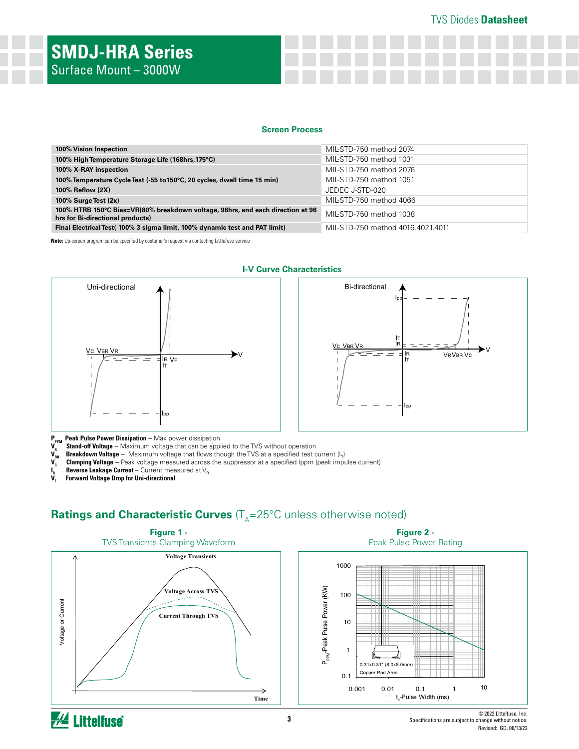# SMDJ-HRA Series

Surface Mount – 3000W

## Screen Process

| | |
|---|---|
| **100% Vision Inspection** | MIL-STD-750 method 2074 |
| **100% High Temperature Storage Life (168hrs,175°C)** | MIL-STD-750 method 1031 |
| **100% X-RAY inspection** | MIL-STD-750 method 2076 |
| **100% Temperature Cycle Test (-55 to150°C, 20 cycles, dwell time 15 min)** | MIL-STD-750 method 1051 |
| **100% Reflow (2X)** | JEDEC J-STD-020 |
| **100% Surge Test (2x)** | MIL-STD-750 method 4066 |
| **100% HTRB 150°C Bias=VR(80% breakdown voltage, 96hrs, and each direction at 96 hrs for Bi-directional products)** | MIL-STD-750 method 1038 |
| **Final Electrical Test( 100% 3 sigma limit, 100% dynamic test and PAT limit)** | MIL-STD-750 method 4016.4021.4011 |

**Note:** Up-screen program can be specified by customer's request via contacting Littelfuse service

## I-V Curve Characteristics

Uni-directional

Bi-directional

**$P_{PPM}$ Peak Pulse Power Dissipation** -- Max power dissipation
**$V_R$ Stand-off Voltage** -- Maximum voltage that can be applied to the TVS without operation
**$V_{BR}$ Breakdown Voltage** -- Maximum voltage that flows though the TVS at a specified test current ($I_T$)
**$V_C$ Clamping Voltage** -- Peak voltage measured across the suppressor at a specified Ippm (peak impulse current)
**$I_R$ Reverse Leakage Current** -- Current measured at $V_R$
**$V_F$ Forward Voltage Drop for Uni-directional**

## Ratings and Characteristic Curves ($T_A$=25°C unless otherwise noted)

**Figure 1 -** TVS Transients Clamping Waveform

**Figure 2 -** Peak Pulse Power Rating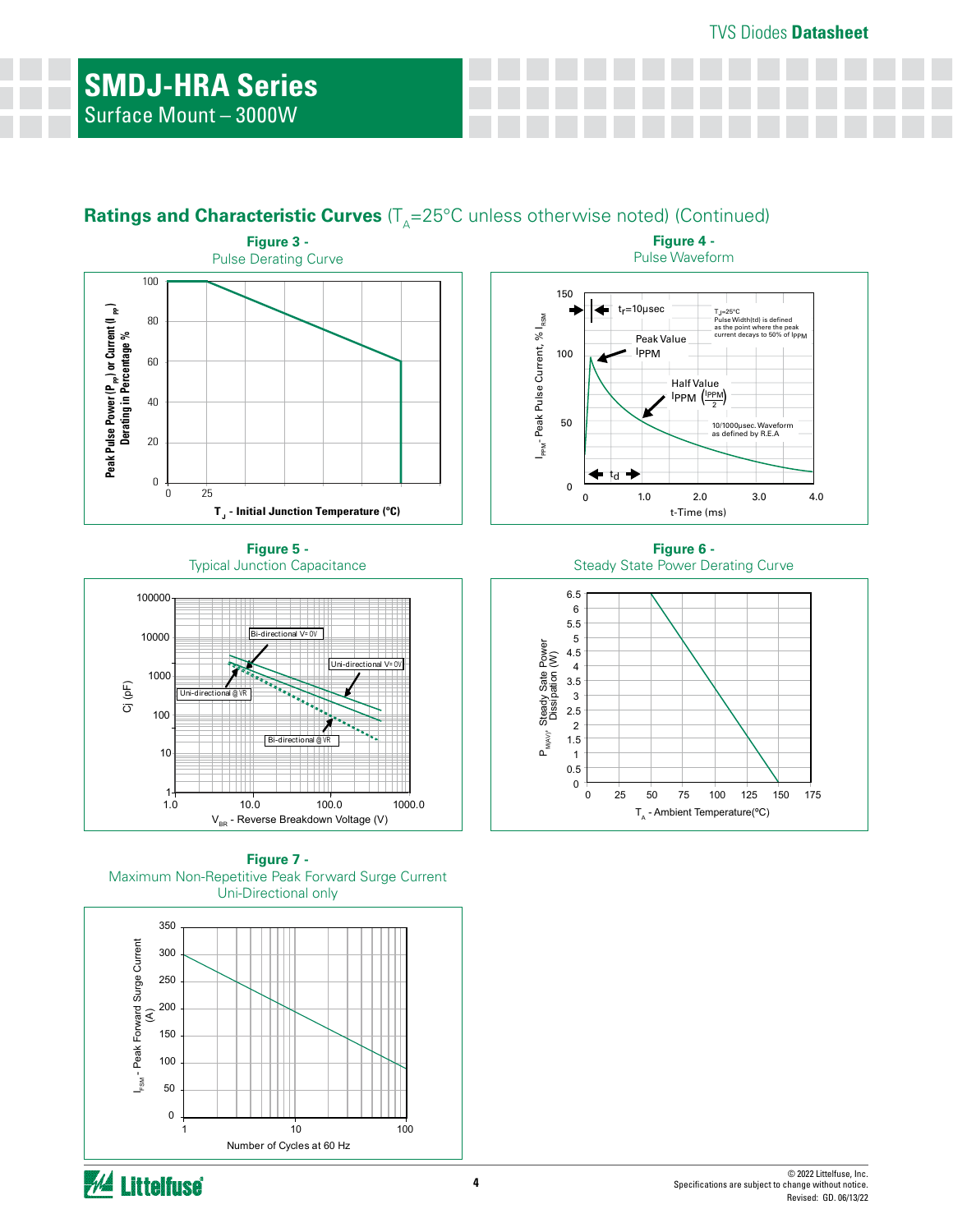# SMDJ-HRA Series

Surface Mount – 3000W

## Ratings and Characteristic Curves ($T_A$=25°C unless otherwise noted) (Continued)

**Figure 3 -** Pulse Derating Curve

Peak Pulse Power ($P_{PP}$) or Current ($I_{PP}$) Derating in Percentage %

$T_J$ - Initial Junction Temperature (ºC)

**Figure 4 -** Pulse Waveform

$t_r$=10μsec

$T_J$=25°C
Pulse Width(td) is defined as the point where the peak current decays to 50% of $I_{PPM}$

Peak Value $I_{PPM}$

Half Value $I_{PPM}$ $\left(\frac{I_{PPM}}{2}\right)$

10/1000μsec. Waveform as defined by R.E.A

td

$I_{PPM}$ - Peak Pulse Current, % $I_{RSM}$

t-Time (ms)

**Figure 5 -** Typical Junction Capacitance

Bi-directional V=0V

Uni-directional V=0V

Uni-directional @ VR

Bi-directional @ VR

Cj (pF)

$V_{BR}$ - Reverse Breakdown Voltage (V)

**Figure 6 -** Steady State Power Derating Curve

$P_{M(AV)}$, Steady Sate Power Dissipation (W)

$T_A$ - Ambient Temperature(ºC)

**Figure 7 -** Maximum Non-Repetitive Peak Forward Surge Current Uni-Directional only

$I_{FSM}$ - Peak Forward Surge Current (A)

Number of Cycles at 60 Hz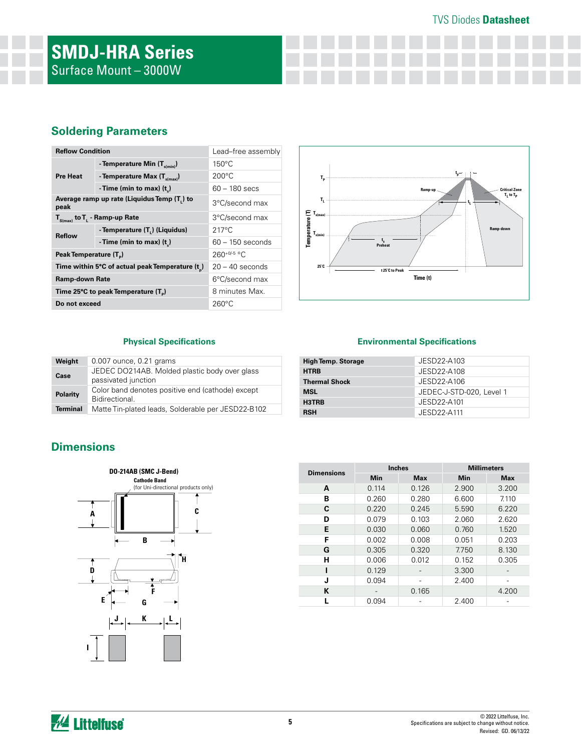# SMDJ-HRA Series

Surface Mount – 3000W

## Soldering Parameters

| Reflow Condition | | Lead–free assembly |
|---|---|---|
| Pre Heat | - Temperature Min ($T_{s(min)}$) | 150°C |
| | - Temperature Max ($T_{s(max)}$) | 200°C |
| | - Time (min to max) ($t_s$) | 60 – 180 secs |
| Average ramp up rate (Liquidus Temp ($T_L$) to peak | | 3°C/second max |
| $T_{S(max)}$ to $T_L$ - Ramp-up Rate | | 3°C/second max |
| Reflow | - Temperature ($T_L$) (Liquidus) | 217°C |
| | - Time (min to max) ($t_s$) | 60 – 150 seconds |
| Peak Temperature ($T_P$) | | $260^{+0/-5}$ °C |
| Time within 5°C of actual peak Temperature ($t_p$) | | 20 – 40 seconds |
| Ramp-down Rate | | 6°C/second max |
| Time 25°C to peak Temperature ($T_P$) | | 8 minutes Max. |
| Do not exceed | | 260°C |

### Physical Specifications

| Weight | 0.007 ounce, 0.21 grams |
|---|---|
| Case | JEDEC DO214AB. Molded plastic body over glass passivated junction |
| Polarity | Color band denotes positive end (cathode) except Bidirectional. |
| Terminal | Matte Tin-plated leads, Solderable per JESD22-B102 |

### Environmental Specifications

| High Temp. Storage | JESD22-A103 |
|---|---|
| HTRB | JESD22-A108 |
| Thermal Shock | JESD22-A106 |
| MSL | JEDEC-J-STD-020, Level 1 |
| H3TRB | JESD22-A101 |
| RSH | JESD22-A111 |

## Dimensions

DO-214AB (SMC J-Bend)

Cathode Band (for Uni-directional products only)

| Dimensions | Inches | | Millimeters | |
|---|---|---|---|---|
| | Min | Max | Min | Max |
| A | 0.114 | 0.126 | 2.900 | 3.200 |
| B | 0.260 | 0.280 | 6.600 | 7.110 |
| C | 0.220 | 0.245 | 5.590 | 6.220 |
| D | 0.079 | 0.103 | 2.060 | 2.620 |
| E | 0.030 | 0.060 | 0.760 | 1.520 |
| F | 0.002 | 0.008 | 0.051 | 0.203 |
| G | 0.305 | 0.320 | 7.750 | 8.130 |
| H | 0.006 | 0.012 | 0.152 | 0.305 |
| I | 0.129 | - | 3.300 | - |
| J | 0.094 | - | 2.400 | - |
| K | - | 0.165 | | 4.200 |
| L | 0.094 | - | 2.400 | - |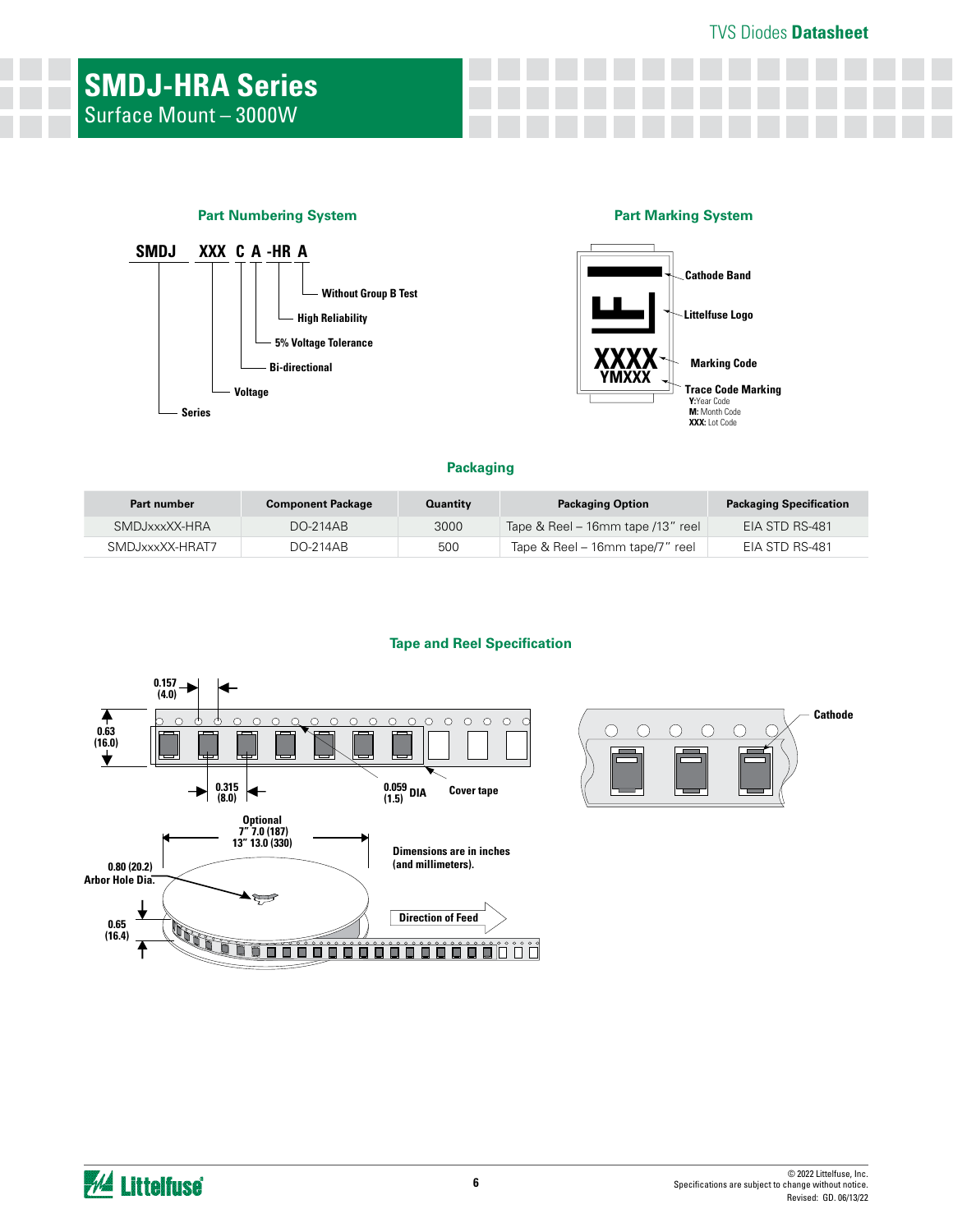# SMDJ-HRA Series

Surface Mount – 3000W

## Part Numbering System

SMDJ XXX C A -HR A

- SMDJ — Series
- XXX — Voltage
- C — Bi-directional
- A — 5% Voltage Tolerance
- -HR — High Reliability
- A — Without Group B Test

## Part Marking System

- Cathode Band
- Littelfuse Logo
- XXXX — Marking Code
- YMXXX — Trace Code Marking
  - **Y:** Year Code
  - **M:** Month Code
  - **XXX:** Lot Code

## Packaging

| Part number | Component Package | Quantity | Packaging Option | Packaging Specification |
|---|---|---|---|---|
| SMDJxxxXX-HRA | DO-214AB | 3000 | Tape & Reel – 16mm tape /13" reel | EIA STD RS-481 |
| SMDJxxxXX-HRAT7 | DO-214AB | 500 | Tape & Reel – 16mm tape/7" reel | EIA STD RS-481 |

## Tape and Reel Specification

0.157 (4.0)

0.63 (16.0)

0.315 (8.0)

0.059 (1.5) DIA

Cover tape

Cathode

Optional 7" 7.0 (187) 13" 13.0 (330)

0.80 (20.2) Arbor Hole Dia.

0.65 (16.4)

Dimensions are in inches (and millimeters).

Direction of Feed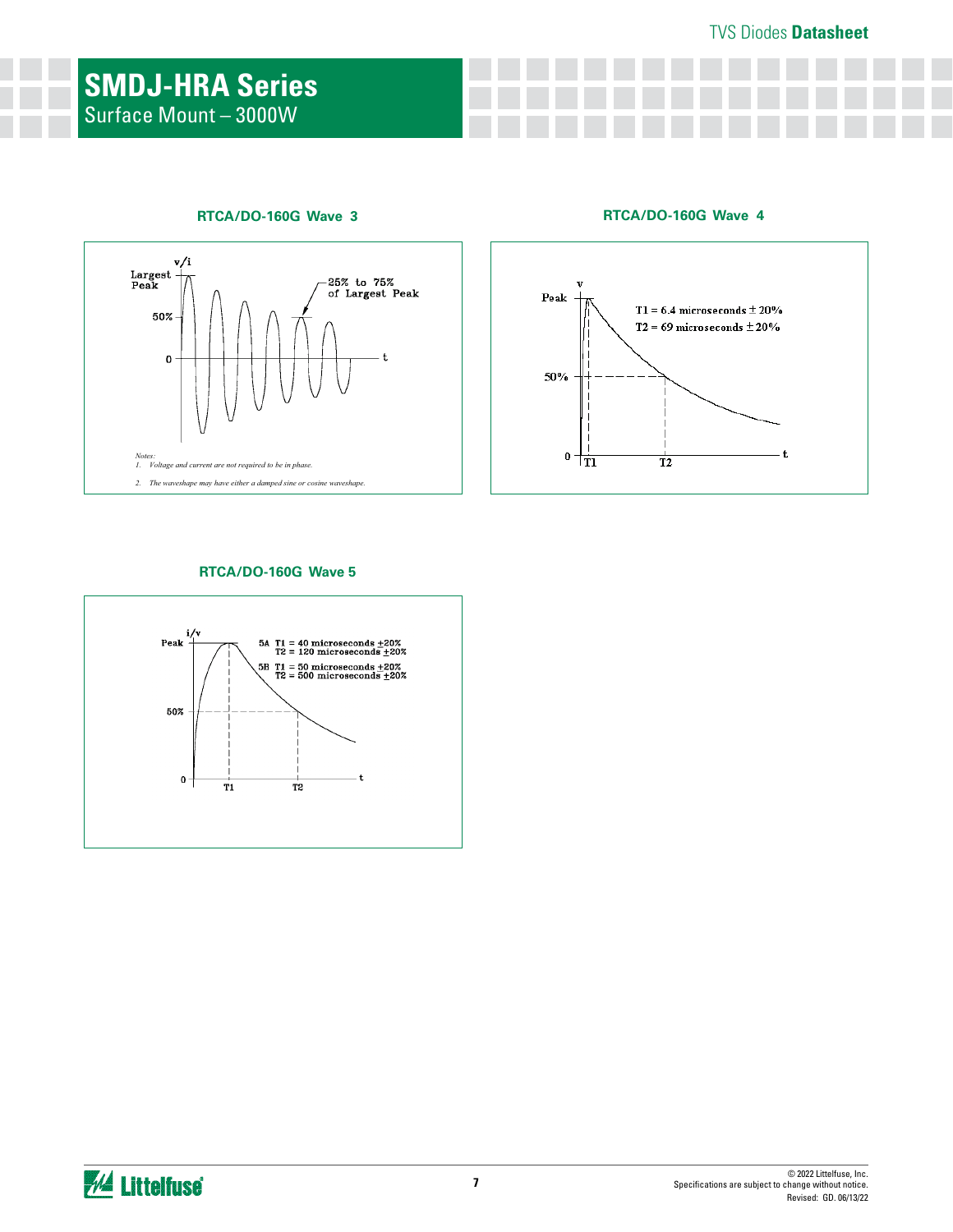## RTCA/DO-160G Wave 3

Notes:
1. Voltage and current are not required to be in phase.
2. The waveshape may have either a damped sine or cosine waveshape.

## RTCA/DO-160G Wave 4

T1 = 6.4 microseconds ± 20%
T2 = 69 microseconds ± 20%

## RTCA/DO-160G Wave 5

5A T1 = 40 microseconds ±20%
T2 = 120 microseconds ±20%

5B T1 = 50 microseconds ±20%
T2 = 500 microseconds ±20%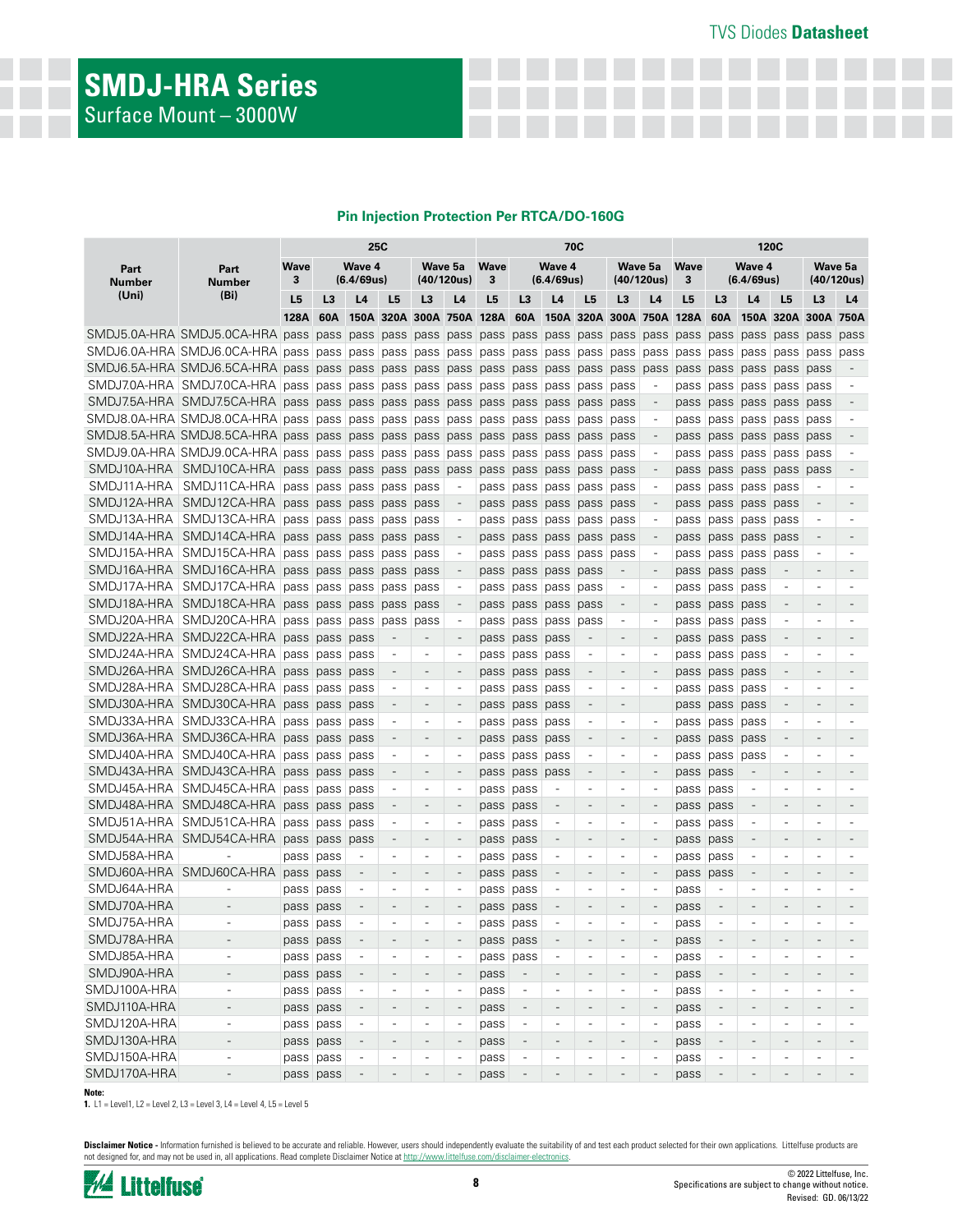### Pin Injection Protection Per RTCA/DO-160G

| Part Number (Uni) | Part Number (Bi) | 25C | | | | | | 70C | | | | | | 120C | | | | | |
|---|---|---|---|---|---|---|---|---|---|---|---|---|---|---|---|---|---|---|---|
| | | Wave 3 | Wave 4 (6.4/69us) | | | Wave 5a (40/120us) | | Wave 3 | Wave 4 (6.4/69us) | | | Wave 5a (40/120us) | | Wave 3 | Wave 4 (6.4/69us) | | | Wave 5a (40/120us) | |
| | | L5 | L3 | L4 | L5 | L3 | L4 | L5 | L3 | L4 | L5 | L3 | L4 | L5 | L3 | L4 | L5 | L3 | L4 |
| | | 128A | 60A | 150A | 320A | 300A | 750A | 128A | 60A | 150A | 320A | 300A | 750A | 128A | 60A | 150A | 320A | 300A | 750A |
| SMDJ5.0A-HRA | SMDJ5.0CA-HRA | pass | pass | pass | pass | pass | pass | pass | pass | pass | pass | pass | pass | pass | pass | pass | pass | pass | pass |
| SMDJ6.0A-HRA | SMDJ6.0CA-HRA | pass | pass | pass | pass | pass | pass | pass | pass | pass | pass | pass | pass | pass | pass | pass | pass | pass | pass |
| SMDJ6.5A-HRA | SMDJ6.5CA-HRA | pass | pass | pass | pass | pass | pass | pass | pass | pass | pass | pass | pass | pass | pass | pass | pass | pass | - |
| SMDJ7.0A-HRA | SMDJ7.0CA-HRA | pass | pass | pass | pass | pass | pass | pass | pass | pass | pass | pass | - | pass | pass | pass | pass | pass | - |
| SMDJ7.5A-HRA | SMDJ7.5CA-HRA | pass | pass | pass | pass | pass | pass | pass | pass | pass | pass | pass | - | pass | pass | pass | pass | pass | - |
| SMDJ8.0A-HRA | SMDJ8.0CA-HRA | pass | pass | pass | pass | pass | pass | pass | pass | pass | pass | pass | - | pass | pass | pass | pass | pass | - |
| SMDJ8.5A-HRA | SMDJ8.5CA-HRA | pass | pass | pass | pass | pass | pass | pass | pass | pass | pass | pass | - | pass | pass | pass | pass | pass | - |
| SMDJ9.0A-HRA | SMDJ9.0CA-HRA | pass | pass | pass | pass | pass | pass | pass | pass | pass | pass | pass | - | pass | pass | pass | pass | pass | - |
| SMDJ10A-HRA | SMDJ10CA-HRA | pass | pass | pass | pass | pass | pass | pass | pass | pass | pass | pass | - | pass | pass | pass | pass | pass | - |
| SMDJ11A-HRA | SMDJ11CA-HRA | pass | pass | pass | pass | pass | - | pass | pass | pass | pass | pass | - | pass | pass | pass | pass | - | - |
| SMDJ12A-HRA | SMDJ12CA-HRA | pass | pass | pass | pass | pass | - | pass | pass | pass | pass | pass | - | pass | pass | pass | pass | - | - |
| SMDJ13A-HRA | SMDJ13CA-HRA | pass | pass | pass | pass | pass | - | pass | pass | pass | pass | pass | - | pass | pass | pass | pass | - | - |
| SMDJ14A-HRA | SMDJ14CA-HRA | pass | pass | pass | pass | pass | - | pass | pass | pass | pass | pass | - | pass | pass | pass | pass | - | - |
| SMDJ15A-HRA | SMDJ15CA-HRA | pass | pass | pass | pass | pass | - | pass | pass | pass | pass | pass | - | pass | pass | pass | pass | - | - |
| SMDJ16A-HRA | SMDJ16CA-HRA | pass | pass | pass | pass | pass | - | pass | pass | pass | pass | - | - | pass | pass | pass | - | - | - |
| SMDJ17A-HRA | SMDJ17CA-HRA | pass | pass | pass | pass | pass | - | pass | pass | pass | pass | - | - | pass | pass | pass | - | - | - |
| SMDJ18A-HRA | SMDJ18CA-HRA | pass | pass | pass | pass | pass | - | pass | pass | pass | pass | - | - | pass | pass | pass | - | - | - |
| SMDJ20A-HRA | SMDJ20CA-HRA | pass | pass | pass | pass | pass | - | pass | pass | pass | pass | - | - | pass | pass | pass | - | - | - |
| SMDJ22A-HRA | SMDJ22CA-HRA | pass | pass | pass | - | - | - | pass | pass | pass | - | - | - | pass | pass | pass | - | - | - |
| SMDJ24A-HRA | SMDJ24CA-HRA | pass | pass | pass | - | - | - | pass | pass | pass | - | - | - | pass | pass | pass | - | - | - |
| SMDJ26A-HRA | SMDJ26CA-HRA | pass | pass | pass | - | - | - | pass | pass | pass | - | - | - | pass | pass | pass | - | - | - |
| SMDJ28A-HRA | SMDJ28CA-HRA | pass | pass | pass | - | - | - | pass | pass | pass | - | - | - | pass | pass | pass | - | - | - |
| SMDJ30A-HRA | SMDJ30CA-HRA | pass | pass | pass | - | - | - | pass | pass | pass | - | - | | pass | pass | pass | - | - | - |
| SMDJ33A-HRA | SMDJ33CA-HRA | pass | pass | pass | - | - | - | pass | pass | pass | - | - | - | pass | pass | pass | - | - | - |
| SMDJ36A-HRA | SMDJ36CA-HRA | pass | pass | pass | - | - | - | pass | pass | pass | - | - | - | pass | pass | pass | - | - | - |
| SMDJ40A-HRA | SMDJ40CA-HRA | pass | pass | pass | - | - | - | pass | pass | pass | - | - | - | pass | pass | pass | - | - | - |
| SMDJ43A-HRA | SMDJ43CA-HRA | pass | pass | pass | - | - | - | pass | pass | pass | - | - | - | pass | pass | - | - | - | - |
| SMDJ45A-HRA | SMDJ45CA-HRA | pass | pass | pass | - | - | - | pass | pass | - | - | - | - | pass | pass | - | - | - | - |
| SMDJ48A-HRA | SMDJ48CA-HRA | pass | pass | pass | - | - | - | pass | pass | - | - | - | - | pass | pass | - | - | - | - |
| SMDJ51A-HRA | SMDJ51CA-HRA | pass | pass | pass | - | - | - | pass | pass | - | - | - | - | pass | pass | - | - | - | - |
| SMDJ54A-HRA | SMDJ54CA-HRA | pass | pass | pass | - | - | - | pass | pass | - | - | - | - | pass | pass | - | - | - | - |
| SMDJ58A-HRA | - | pass | pass | - | - | - | - | pass | pass | - | - | - | - | pass | pass | - | - | - | - |
| SMDJ60A-HRA | SMDJ60CA-HRA | pass | pass | - | - | - | - | pass | pass | - | - | - | - | pass | pass | - | - | - | - |
| SMDJ64A-HRA | - | pass | pass | - | - | - | - | pass | pass | - | - | - | - | pass | - | - | - | - | - |
| SMDJ70A-HRA | - | pass | pass | - | - | - | - | pass | pass | - | - | - | - | pass | - | - | - | - | - |
| SMDJ75A-HRA | - | pass | pass | - | - | - | - | pass | pass | - | - | - | - | pass | - | - | - | - | - |
| SMDJ78A-HRA | - | pass | pass | - | - | - | - | pass | pass | - | - | - | - | pass | - | - | - | - | - |
| SMDJ85A-HRA | - | pass | pass | - | - | - | - | pass | pass | - | - | - | - | pass | - | - | - | - | - |
| SMDJ90A-HRA | - | pass | pass | - | - | - | - | pass | - | - | - | - | - | pass | - | - | - | - | - |
| SMDJ100A-HRA | - | pass | pass | - | - | - | - | pass | - | - | - | - | - | pass | - | - | - | - | - |
| SMDJ110A-HRA | - | pass | pass | - | - | - | - | pass | - | - | - | - | - | pass | - | - | - | - | - |
| SMDJ120A-HRA | - | pass | pass | - | - | - | - | pass | - | - | - | - | - | pass | - | - | - | - | - |
| SMDJ130A-HRA | - | pass | pass | - | - | - | - | pass | - | - | - | - | - | pass | - | - | - | - | - |
| SMDJ150A-HRA | - | pass | pass | - | - | - | - | pass | - | - | - | - | - | pass | - | - | - | - | - |
| SMDJ170A-HRA | - | pass | pass | - | - | - | - | pass | - | - | - | - | - | pass | - | - | - | - | - |

**Note:**
1. L1 = Level1, L2 = Level 2, L3 = Level 3, L4 = Level 4, L5 = Level 5

**Disclaimer Notice -** Information furnished is believed to be accurate and reliable. However, users should independently evaluate the suitability of and test each product selected for their own applications. Littelfuse products are not designed for, and may not be used in, all applications. Read complete Disclaimer Notice at http://www.littelfuse.com/disclaimer-electronics.

© 2022 Littelfuse, Inc.
Specifications are subject to change without notice.
Revised: GD. 06/13/22